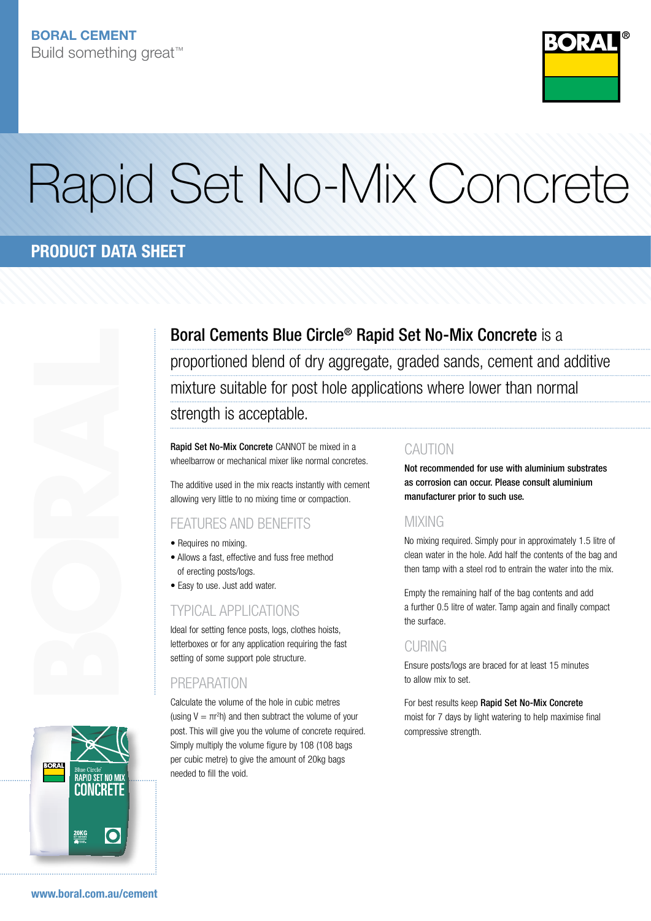**BORAL CEMENT**
Build something great™

# Rapid Set No-Mix Concrete

## PRODUCT DATA SHEET

**Boral Cements Blue Circle® Rapid Set No-Mix Concrete** is a proportioned blend of dry aggregate, graded sands, cement and additive mixture suitable for post hole applications where lower than normal strength is acceptable.

**Rapid Set No-Mix Concrete** CANNOT be mixed in a wheelbarrow or mechanical mixer like normal concretes.

The additive used in the mix reacts instantly with cement allowing very little to no mixing time or compaction.

### FEATURES AND BENEFITS

- Requires no mixing.
- Allows a fast, effective and fuss free method of erecting posts/logs.
- Easy to use. Just add water.

### TYPICAL APPLICATIONS

Ideal for setting fence posts, logs, clothes hoists, letterboxes or for any application requiring the fast setting of some support pole structure.

### PREPARATION

Calculate the volume of the hole in cubic metres (using $V = \pi r^2 h$) and then subtract the volume of your post. This will give you the volume of concrete required. Simply multiply the volume figure by 108 (108 bags per cubic metre) to give the amount of 20kg bags needed to fill the void.

### CAUTION

**Not recommended for use with aluminium substrates as corrosion can occur. Please consult aluminium manufacturer prior to such use.**

### MIXING

No mixing required. Simply pour in approximately 1.5 litre of clean water in the hole. Add half the contents of the bag and then tamp with a steel rod to entrain the water into the mix.

Empty the remaining half of the bag contents and add a further 0.5 litre of water. Tamp again and finally compact the surface.

### CURING

Ensure posts/logs are braced for at least 15 minutes to allow mix to set.

For best results keep **Rapid Set No-Mix Concrete** moist for 7 days by light watering to help maximise final compressive strength.

www.boral.com.au/cement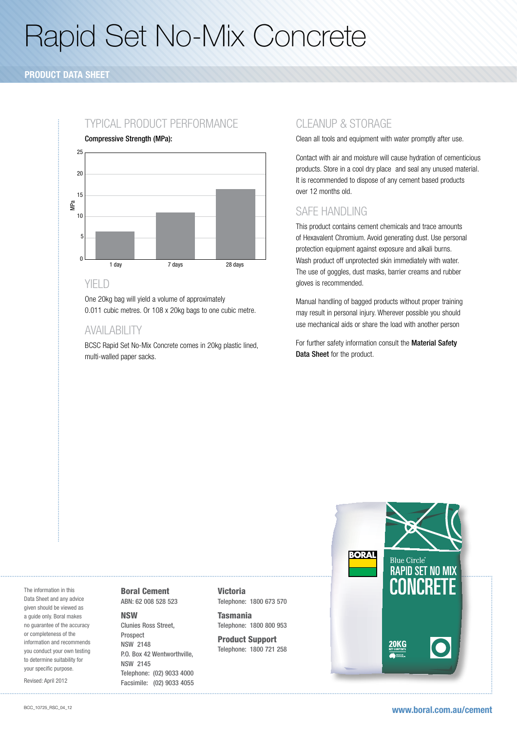# Rapid Set No-Mix Concrete

**PRODUCT DATA SHEET**

## TYPICAL PRODUCT PERFORMANCE

**Compressive Strength (MPa):**

MPa

25
20
15
10
5
0

1 day
7 days
28 days

## YIELD

One 20kg bag will yield a volume of approximately 0.011 cubic metres. Or 108 x 20kg bags to one cubic metre.

## AVAILABILITY

BCSC Rapid Set No-Mix Concrete comes in 20kg plastic lined, multi-walled paper sacks.

## CLEANUP & STORAGE

Clean all tools and equipment with water promptly after use.

Contact with air and moisture will cause hydration of cementicious products. Store in a cool dry place and seal any unused material. It is recommended to dispose of any cement based products over 12 months old.

## SAFE HANDLING

This product contains cement chemicals and trace amounts of Hexavalent Chromium. Avoid generating dust. Use personal protection equipment against exposure and alkali burns. Wash product off unprotected skin immediately with water. The use of goggles, dust masks, barrier creams and rubber gloves is recommended.

Manual handling of bagged products without proper training may result in personal injury. Wherever possible you should use mechanical aids or share the load with another person

For further safety information consult the **Material Safety Data Sheet** for the product.

The information in this Data Sheet and any advice given should be viewed as a guide only. Boral makes no guarantee of the accuracy or completeness of the information and recommends you conduct your own testing to determine suitability for your specific purpose.

Revised: April 2012

**Boral Cement**
ABN: 62 008 528 523

**NSW**
Clunies Ross Street,
Prospect
NSW 2148
P.O. Box 42 Wentworthville,
NSW 2145
Telephone: (02) 9033 4000
Facsimile: (02) 9033 4055

**Victoria**
Telephone: 1800 673 570

**Tasmania**
Telephone: 1800 800 953

**Product Support**
Telephone: 1800 721 258

BCC_10725_RSC_04_12

www.boral.com.au/cement